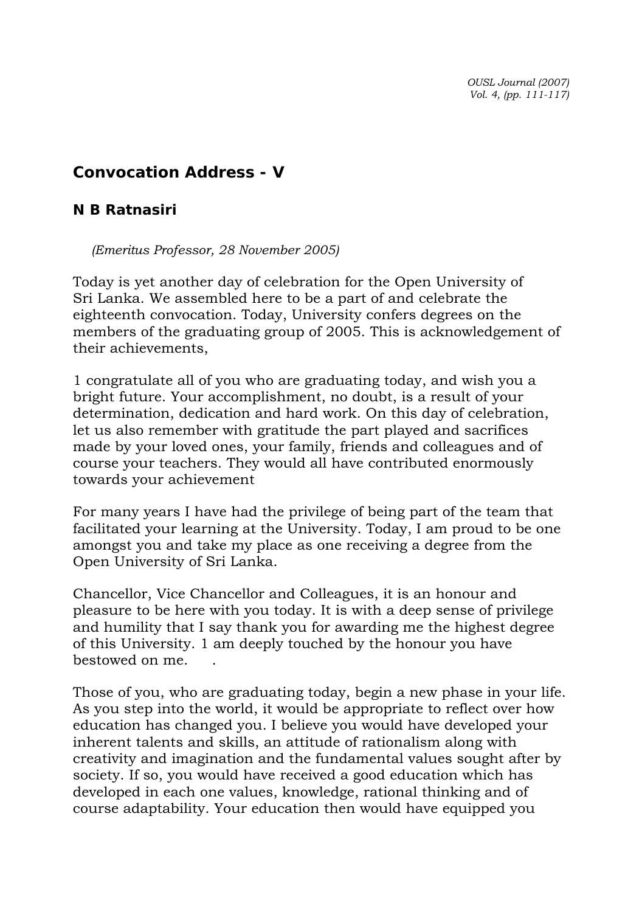# Convocation Address - V

## N B Ratnasiri

*(Emeritus Professor, 28 November 2005)*

Today is yet another day of celebration for the Open University of Sri Lanka. We assembled here to be a part of and celebrate the eighteenth convocation. Today, University confers degrees on the members of the graduating group of 2005. This is acknowledgement of their achievements,

1 congratulate all of you who are graduating today, and wish you a bright future. Your accomplishment, no doubt, is a result of your determination, dedication and hard work. On this day of celebration, let us also remember with gratitude the part played and sacrifices made by your loved ones, your family, friends and colleagues and of course your teachers. They would all have contributed enormously towards your achievement

For many years I have had the privilege of being part of the team that facilitated your learning at the University. Today, I am proud to be one amongst you and take my place as one receiving a degree from the Open University of Sri Lanka.

Chancellor, Vice Chancellor and Colleagues, it is an honour and pleasure to be here with you today. It is with a deep sense of privilege and humility that I say thank you for awarding me the highest degree of this University. 1 am deeply touched by the honour you have bestowed on me.

Those of you, who are graduating today, begin a new phase in your life. As you step into the world, it would be appropriate to reflect over how education has changed you. I believe you would have developed your inherent talents and skills, an attitude of rationalism along with creativity and imagination and the fundamental values sought after by society. If so, you would have received a good education which has developed in each one values, knowledge, rational thinking and of course adaptability. Your education then would have equipped you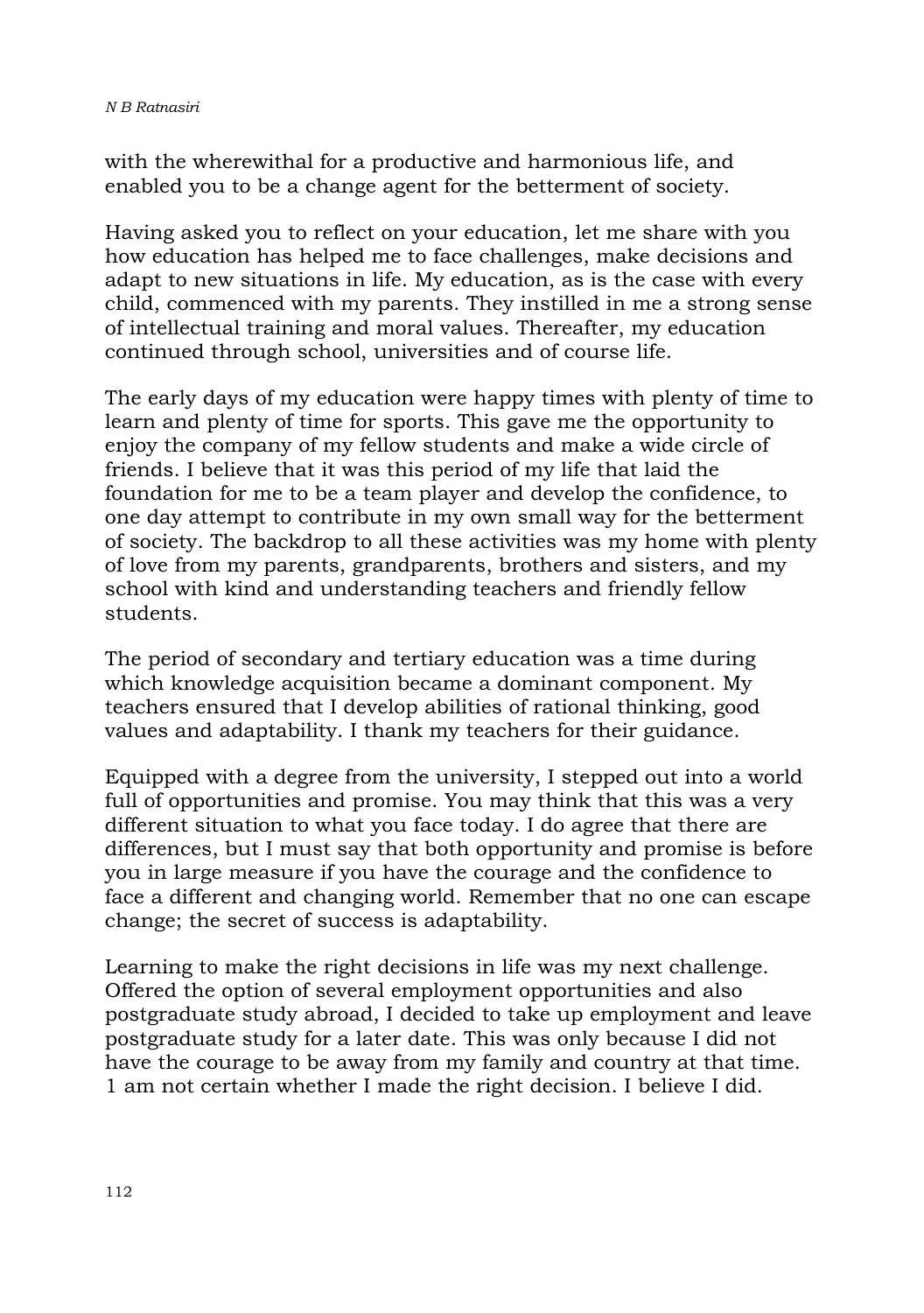with the wherewithal for a productive and harmonious life, and enabled you to be a change agent for the betterment of society.

Having asked you to reflect on your education, let me share with you how education has helped me to face challenges, make decisions and adapt to new situations in life. My education, as is the case with every child, commenced with my parents. They instilled in me a strong sense of intellectual training and moral values. Thereafter, my education continued through school, universities and of course life.

The early days of my education were happy times with plenty of time to learn and plenty of time for sports. This gave me the opportunity to enjoy the company of my fellow students and make a wide circle of friends. I believe that it was this period of my life that laid the foundation for me to be a team player and develop the confidence, to one day attempt to contribute in my own small way for the betterment of society. The backdrop to all these activities was my home with plenty of love from my parents, grandparents, brothers and sisters, and my school with kind and understanding teachers and friendly fellow students.

The period of secondary and tertiary education was a time during which knowledge acquisition became a dominant component. My teachers ensured that I develop abilities of rational thinking, good values and adaptability. I thank my teachers for their guidance.

Equipped with a degree from the university, I stepped out into a world full of opportunities and promise. You may think that this was a very different situation to what you face today. I do agree that there are differences, but I must say that both opportunity and promise is before you in large measure if you have the courage and the confidence to face a different and changing world. Remember that no one can escape change; the secret of success is adaptability.

Learning to make the right decisions in life was my next challenge. Offered the option of several employment opportunities and also postgraduate study abroad, I decided to take up employment and leave postgraduate study for a later date. This was only because I did not have the courage to be away from my family and country at that time. 1 am not certain whether I made the right decision. I believe I did.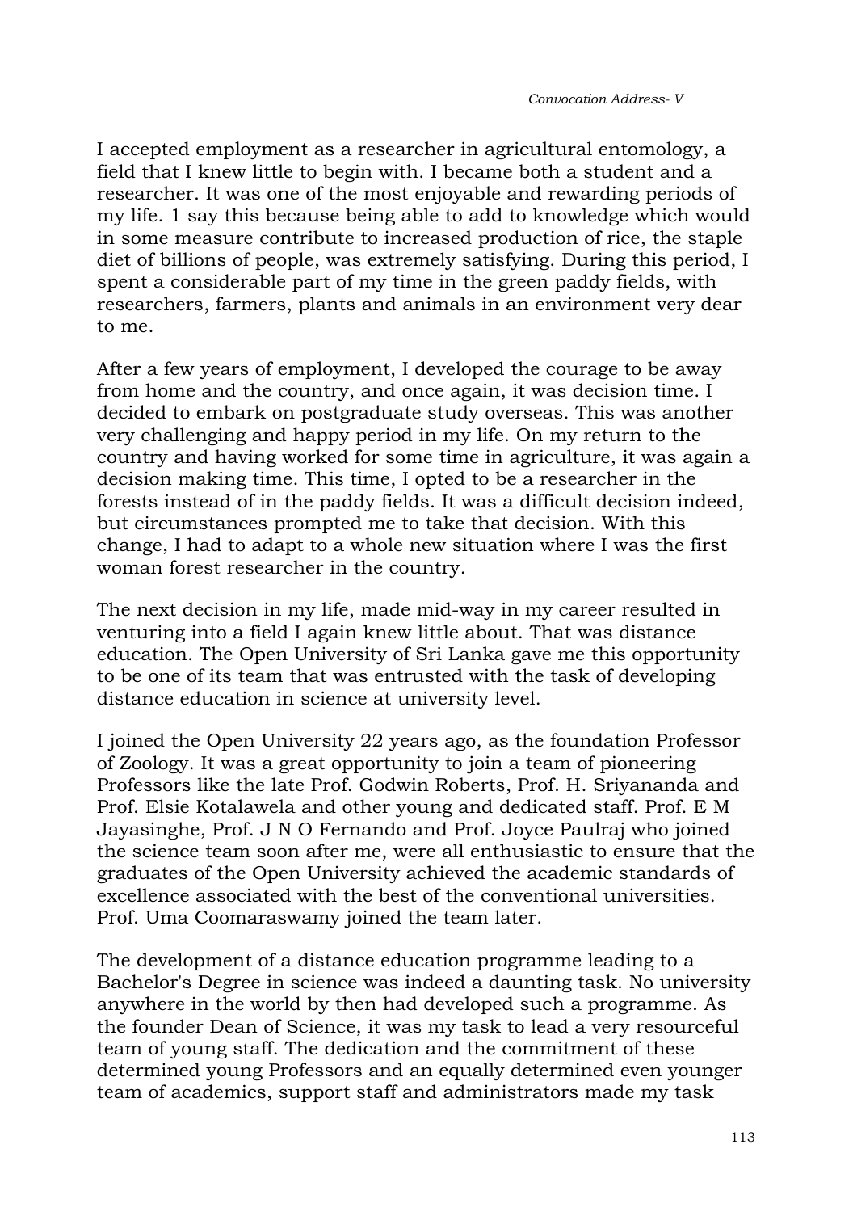I accepted employment as a researcher in agricultural entomology, a field that I knew little to begin with. I became both a student and a researcher. It was one of the most enjoyable and rewarding periods of my life. 1 say this because being able to add to knowledge which would in some measure contribute to increased production of rice, the staple diet of billions of people, was extremely satisfying. During this period, I spent a considerable part of my time in the green paddy fields, with researchers, farmers, plants and animals in an environment very dear to me.

After a few years of employment, I developed the courage to be away from home and the country, and once again, it was decision time. I decided to embark on postgraduate study overseas. This was another very challenging and happy period in my life. On my return to the country and having worked for some time in agriculture, it was again a decision making time. This time, I opted to be a researcher in the forests instead of in the paddy fields. It was a difficult decision indeed, but circumstances prompted me to take that decision. With this change, I had to adapt to a whole new situation where I was the first woman forest researcher in the country.

The next decision in my life, made mid-way in my career resulted in venturing into a field I again knew little about. That was distance education. The Open University of Sri Lanka gave me this opportunity to be one of its team that was entrusted with the task of developing distance education in science at university level.

I joined the Open University 22 years ago, as the foundation Professor of Zoology. It was a great opportunity to join a team of pioneering Professors like the late Prof. Godwin Roberts, Prof. H. Sriyananda and Prof. Elsie Kotalawela and other young and dedicated staff. Prof. E M Jayasinghe, Prof. J N O Fernando and Prof. Joyce Paulraj who joined the science team soon after me, were all enthusiastic to ensure that the graduates of the Open University achieved the academic standards of excellence associated with the best of the conventional universities. Prof. Uma Coomaraswamy joined the team later.

The development of a distance education programme leading to a Bachelor's Degree in science was indeed a daunting task. No university anywhere in the world by then had developed such a programme. As the founder Dean of Science, it was my task to lead a very resourceful team of young staff. The dedication and the commitment of these determined young Professors and an equally determined even younger team of academics, support staff and administrators made my task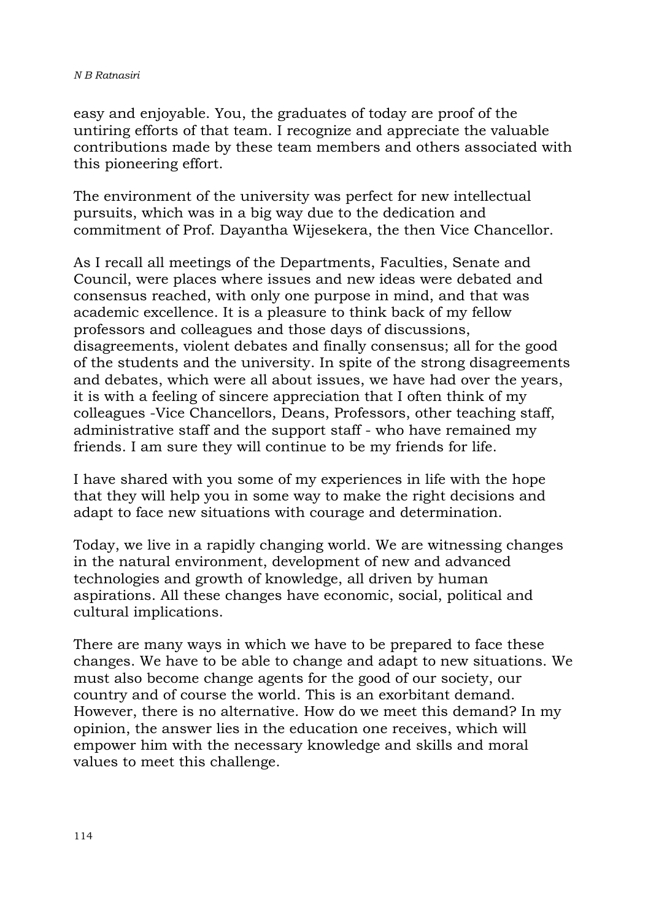easy and enjoyable. You, the graduates of today are proof of the untiring efforts of that team. I recognize and appreciate the valuable contributions made by these team members and others associated with this pioneering effort.

The environment of the university was perfect for new intellectual pursuits, which was in a big way due to the dedication and commitment of Prof. Dayantha Wijesekera, the then Vice Chancellor.

As I recall all meetings of the Departments, Faculties, Senate and Council, were places where issues and new ideas were debated and consensus reached, with only one purpose in mind, and that was academic excellence. It is a pleasure to think back of my fellow professors and colleagues and those days of discussions, disagreements, violent debates and finally consensus; all for the good of the students and the university. In spite of the strong disagreements and debates, which were all about issues, we have had over the years, it is with a feeling of sincere appreciation that I often think of my colleagues -Vice Chancellors, Deans, Professors, other teaching staff, administrative staff and the support staff - who have remained my friends. I am sure they will continue to be my friends for life.

I have shared with you some of my experiences in life with the hope that they will help you in some way to make the right decisions and adapt to face new situations with courage and determination.

Today, we live in a rapidly changing world. We are witnessing changes in the natural environment, development of new and advanced technologies and growth of knowledge, all driven by human aspirations. All these changes have economic, social, political and cultural implications.

There are many ways in which we have to be prepared to face these changes. We have to be able to change and adapt to new situations. We must also become change agents for the good of our society, our country and of course the world. This is an exorbitant demand. However, there is no alternative. How do we meet this demand? In my opinion, the answer lies in the education one receives, which will empower him with the necessary knowledge and skills and moral values to meet this challenge.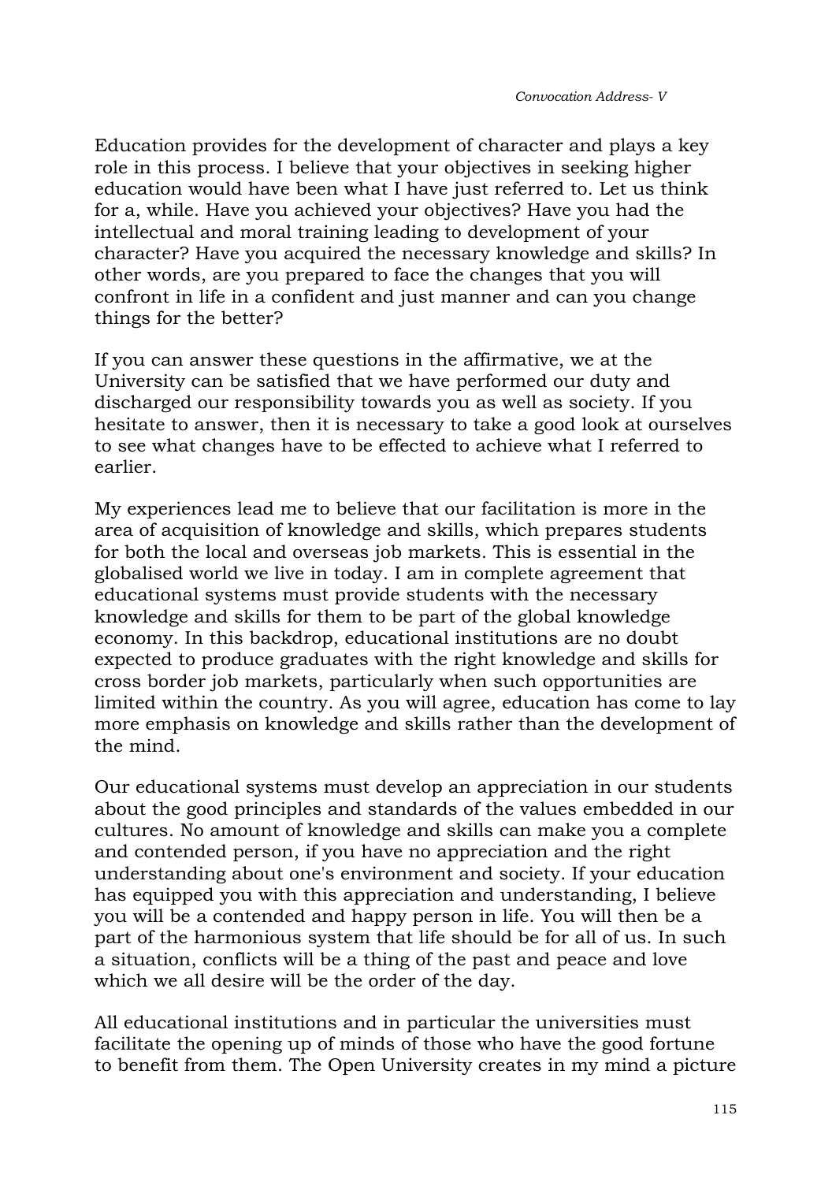Education provides for the development of character and plays a key role in this process. I believe that your objectives in seeking higher education would have been what I have just referred to. Let us think for a, while. Have you achieved your objectives? Have you had the intellectual and moral training leading to development of your character? Have you acquired the necessary knowledge and skills? In other words, are you prepared to face the changes that you will confront in life in a confident and just manner and can you change things for the better?

If you can answer these questions in the affirmative, we at the University can be satisfied that we have performed our duty and discharged our responsibility towards you as well as society. If you hesitate to answer, then it is necessary to take a good look at ourselves to see what changes have to be effected to achieve what I referred to earlier.

My experiences lead me to believe that our facilitation is more in the area of acquisition of knowledge and skills, which prepares students for both the local and overseas job markets. This is essential in the globalised world we live in today. I am in complete agreement that educational systems must provide students with the necessary knowledge and skills for them to be part of the global knowledge economy. In this backdrop, educational institutions are no doubt expected to produce graduates with the right knowledge and skills for cross border job markets, particularly when such opportunities are limited within the country. As you will agree, education has come to lay more emphasis on knowledge and skills rather than the development of the mind.

Our educational systems must develop an appreciation in our students about the good principles and standards of the values embedded in our cultures. No amount of knowledge and skills can make you a complete and contended person, if you have no appreciation and the right understanding about one's environment and society. If your education has equipped you with this appreciation and understanding, I believe you will be a contended and happy person in life. You will then be a part of the harmonious system that life should be for all of us. In such a situation, conflicts will be a thing of the past and peace and love which we all desire will be the order of the day.

All educational institutions and in particular the universities must facilitate the opening up of minds of those who have the good fortune to benefit from them. The Open University creates in my mind a picture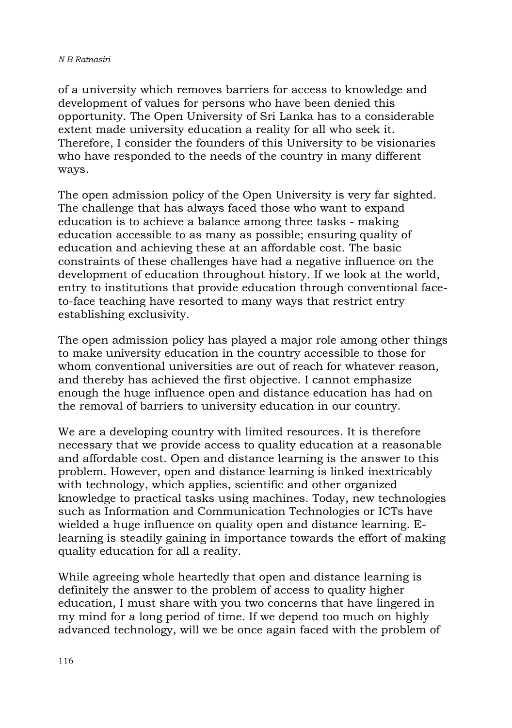of a university which removes barriers for access to knowledge and development of values for persons who have been denied this opportunity. The Open University of Sri Lanka has to a considerable extent made university education a reality for all who seek it. Therefore, I consider the founders of this University to be visionaries who have responded to the needs of the country in many different ways.

The open admission policy of the Open University is very far sighted. The challenge that has always faced those who want to expand education is to achieve a balance among three tasks - making education accessible to as many as possible; ensuring quality of education and achieving these at an affordable cost. The basic constraints of these challenges have had a negative influence on the development of education throughout history. If we look at the world, entry to institutions that provide education through conventional face-to-face teaching have resorted to many ways that restrict entry establishing exclusivity.

The open admission policy has played a major role among other things to make university education in the country accessible to those for whom conventional universities are out of reach for whatever reason, and thereby has achieved the first objective. I cannot emphasize enough the huge influence open and distance education has had on the removal of barriers to university education in our country.

We are a developing country with limited resources. It is therefore necessary that we provide access to quality education at a reasonable and affordable cost. Open and distance learning is the answer to this problem. However, open and distance learning is linked inextricably with technology, which applies, scientific and other organized knowledge to practical tasks using machines. Today, new technologies such as Information and Communication Technologies or ICTs have wielded a huge influence on quality open and distance learning. E-learning is steadily gaining in importance towards the effort of making quality education for all a reality.

While agreeing whole heartedly that open and distance learning is definitely the answer to the problem of access to quality higher education, I must share with you two concerns that have lingered in my mind for a long period of time. If we depend too much on highly advanced technology, will we be once again faced with the problem of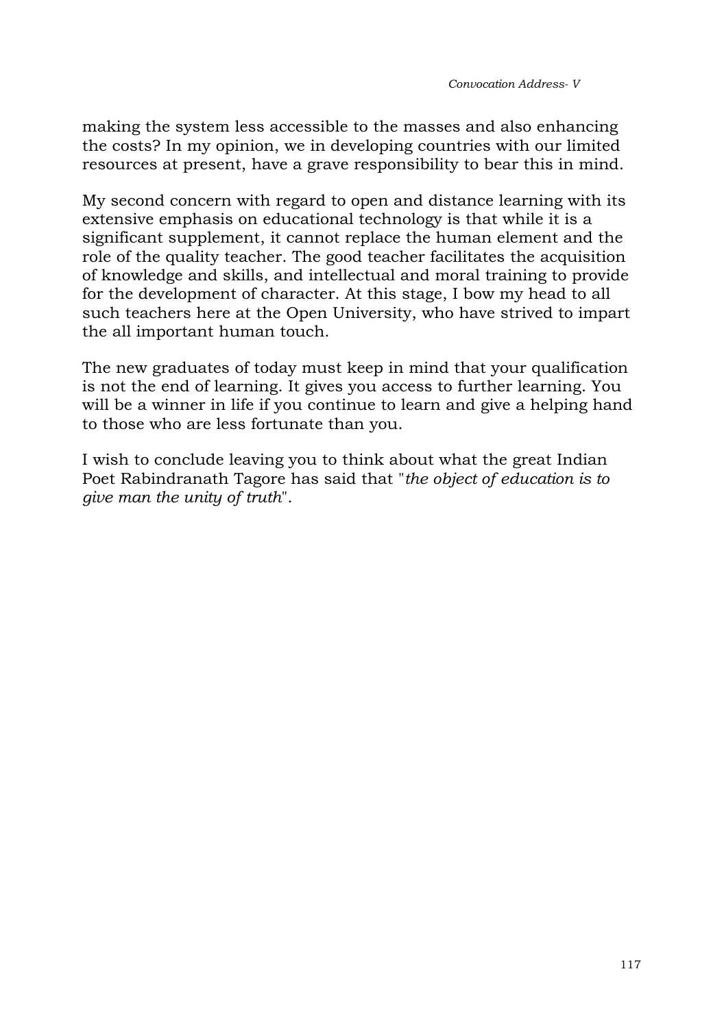making the system less accessible to the masses and also enhancing the costs? In my opinion, we in developing countries with our limited resources at present, have a grave responsibility to bear this in mind.

My second concern with regard to open and distance learning with its extensive emphasis on educational technology is that while it is a significant supplement, it cannot replace the human element and the role of the quality teacher. The good teacher facilitates the acquisition of knowledge and skills, and intellectual and moral training to provide for the development of character. At this stage, I bow my head to all such teachers here at the Open University, who have strived to impart the all important human touch.

The new graduates of today must keep in mind that your qualification is not the end of learning. It gives you access to further learning. You will be a winner in life if you continue to learn and give a helping hand to those who are less fortunate than you.

I wish to conclude leaving you to think about what the great Indian Poet Rabindranath Tagore has said that "*the object of education is to give man the unity of truth*".